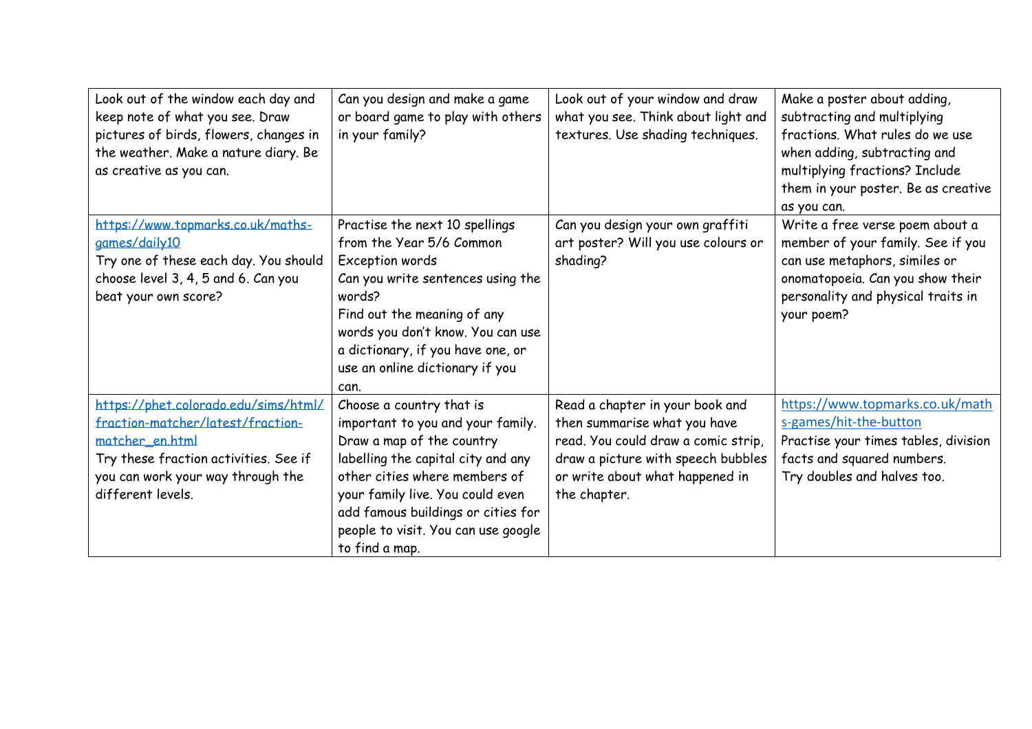| | | | |
|---|---|---|---|
| Look out of the window each day and keep note of what you see. Draw pictures of birds, flowers, changes in the weather. Make a nature diary. Be as creative as you can. | Can you design and make a game or board game to play with others in your family? | Look out of your window and draw what you see. Think about light and textures. Use shading techniques. | Make a poster about adding, subtracting and multiplying fractions. What rules do we use when adding, subtracting and multiplying fractions? Include them in your poster. Be as creative as you can. |
| https://www.topmarks.co.uk/maths-games/daily10<br>Try one of these each day. You should choose level 3, 4, 5 and 6. Can you beat your own score? | Practise the next 10 spellings from the Year 5/6 Common Exception words<br>Can you write sentences using the words?<br>Find out the meaning of any words you don't know. You can use a dictionary, if you have one, or use an online dictionary if you can. | Can you design your own graffiti art poster? Will you use colours or shading? | Write a free verse poem about a member of your family. See if you can use metaphors, similes or onomatopoeia. Can you show their personality and physical traits in your poem? |
| https://phet.colorado.edu/sims/html/fraction-matcher/latest/fraction-matcher_en.html<br>Try these fraction activities. See if you can work your way through the different levels. | Choose a country that is important to you and your family. Draw a map of the country labelling the capital city and any other cities where members of your family live. You could even add famous buildings or cities for people to visit. You can use google to find a map. | Read a chapter in your book and then summarise what you have read. You could draw a comic strip, draw a picture with speech bubbles or write about what happened in the chapter. | https://www.topmarks.co.uk/maths-games/hit-the-button<br>Practise your times tables, division facts and squared numbers.<br>Try doubles and halves too. |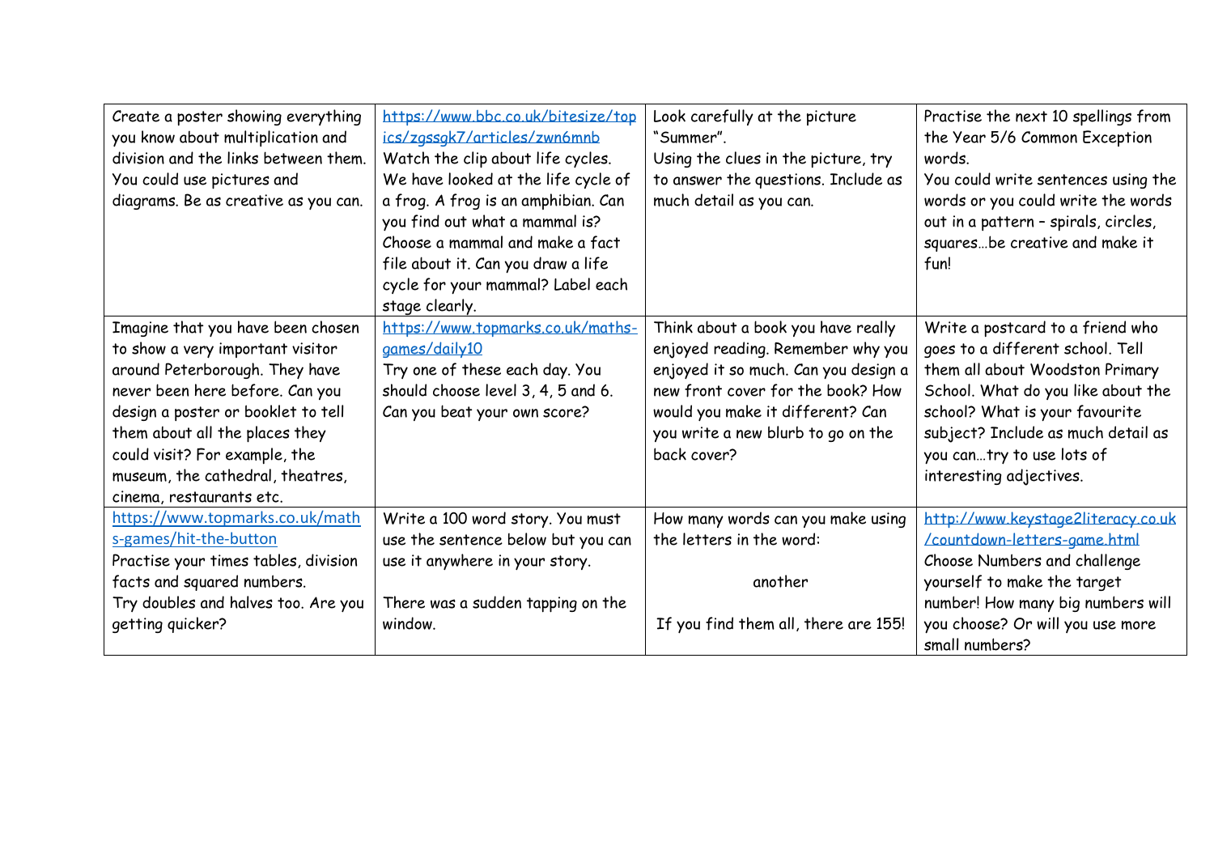| | | | |
|---|---|---|---|
| Create a poster showing everything you know about multiplication and division and the links between them. You could use pictures and diagrams. Be as creative as you can. | https://www.bbc.co.uk/bitesize/topics/zgssgk7/articles/zwn6mnb<br>Watch the clip about life cycles. We have looked at the life cycle of a frog. A frog is an amphibian. Can you find out what a mammal is? Choose a mammal and make a fact file about it. Can you draw a life cycle for your mammal? Label each stage clearly. | Look carefully at the picture "Summer".<br>Using the clues in the picture, try to answer the questions. Include as much detail as you can. | Practise the next 10 spellings from the Year 5/6 Common Exception words.<br>You could write sentences using the words or you could write the words out in a pattern – spirals, circles, squares…be creative and make it fun! |
| Imagine that you have been chosen to show a very important visitor around Peterborough. They have never been here before. Can you design a poster or booklet to tell them about all the places they could visit? For example, the museum, the cathedral, theatres, cinema, restaurants etc. | https://www.topmarks.co.uk/maths-games/daily10<br>Try one of these each day. You should choose level 3, 4, 5 and 6. Can you beat your own score? | Think about a book you have really enjoyed reading. Remember why you enjoyed it so much. Can you design a new front cover for the book? How would you make it different? Can you write a new blurb to go on the back cover? | Write a postcard to a friend who goes to a different school. Tell them all about Woodston Primary School. What do you like about the school? What is your favourite subject? Include as much detail as you can…try to use lots of interesting adjectives. |
| https://www.topmarks.co.uk/maths-games/hit-the-button<br>Practise your times tables, division facts and squared numbers.<br>Try doubles and halves too. Are you getting quicker? | Write a 100 word story. You must use the sentence below but you can use it anywhere in your story.<br><br>There was a sudden tapping on the window. | How many words can you make using the letters in the word:<br><br>another<br><br>If you find them all, there are 155! | http://www.keystage2literacy.co.uk/countdown-letters-game.html<br>Choose Numbers and challenge yourself to make the target number! How many big numbers will you choose? Or will you use more small numbers? |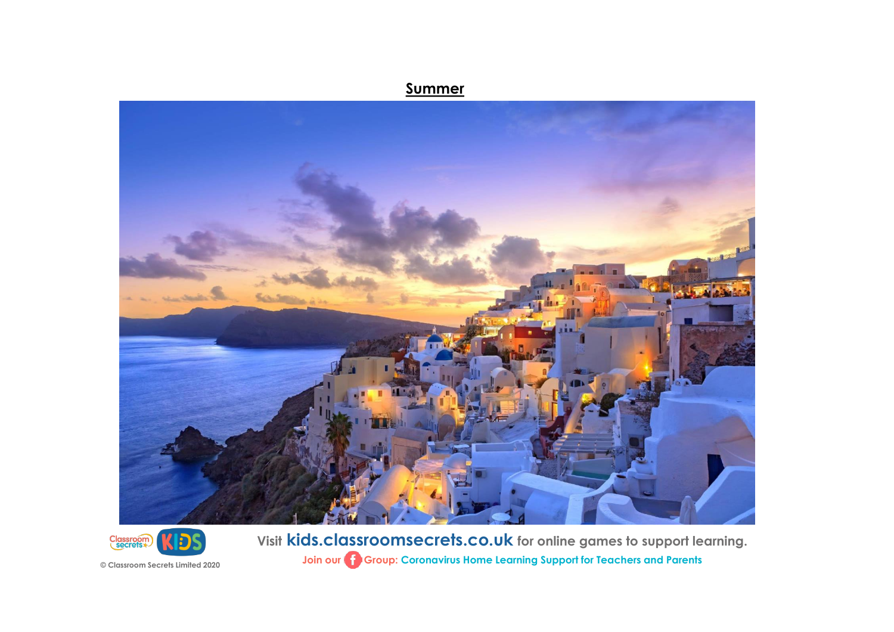**Summer**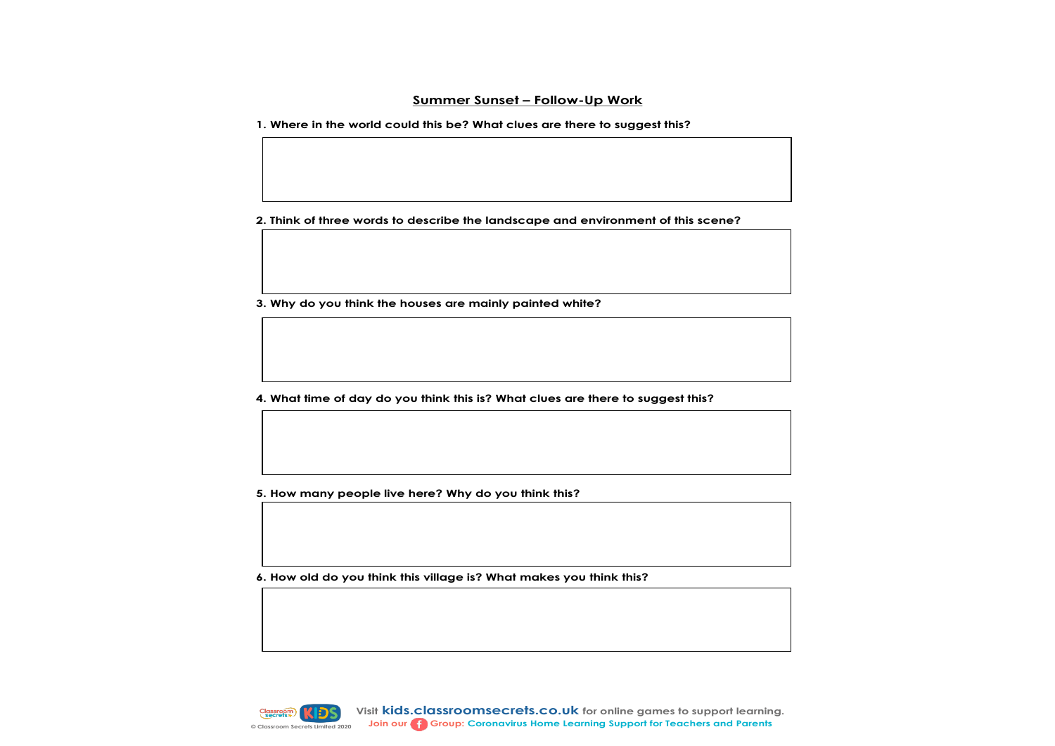## Summer Sunset – Follow-Up Work

**1. Where in the world could this be? What clues are there to suggest this?**

**2. Think of three words to describe the landscape and environment of this scene?**

**3. Why do you think the houses are mainly painted white?**

**4. What time of day do you think this is? What clues are there to suggest this?**

**5. How many people live here? Why do you think this?**

**6. How old do you think this village is? What makes you think this?**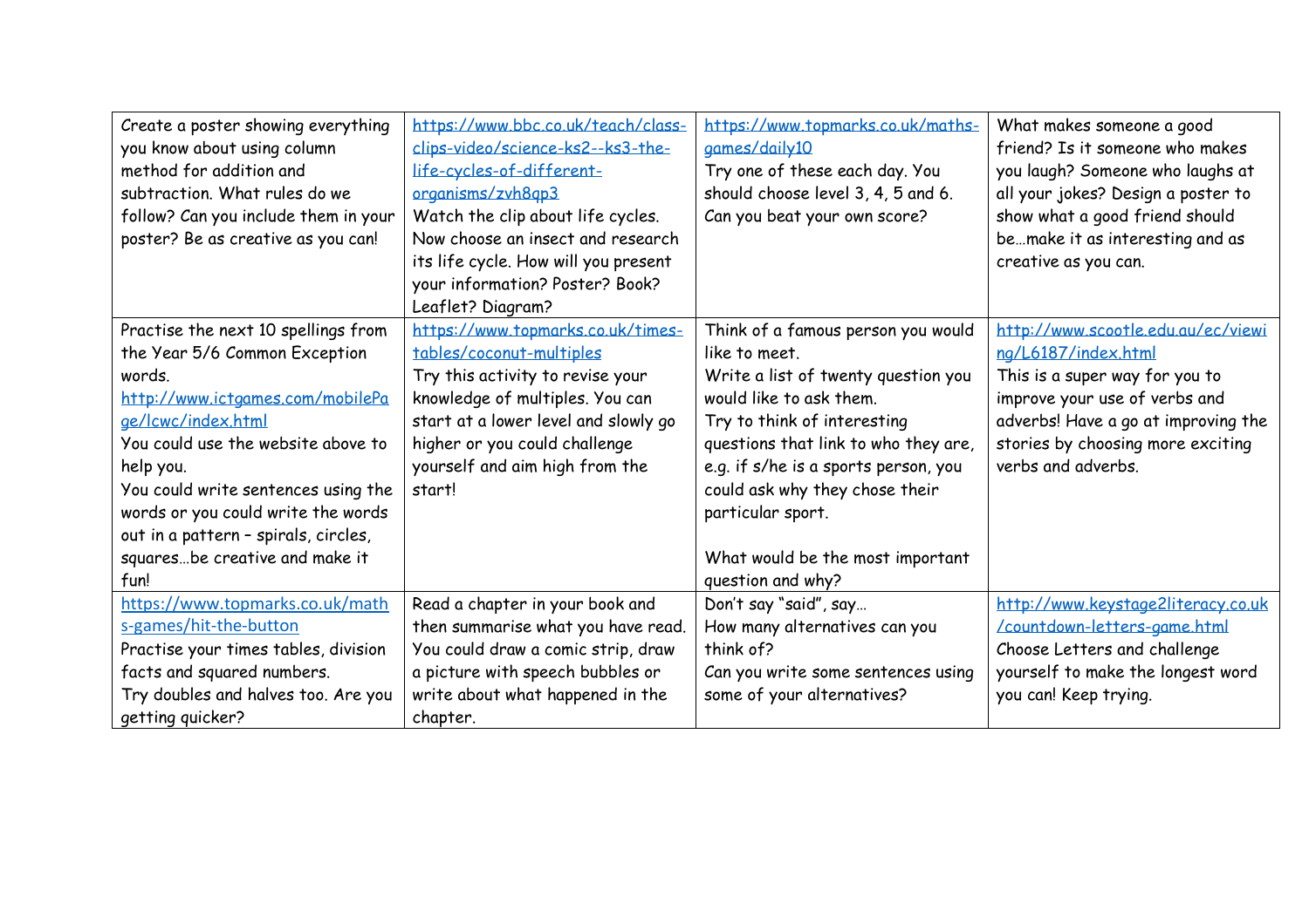| | | | |
|---|---|---|---|
| Create a poster showing everything you know about using column method for addition and subtraction. What rules do we follow? Can you include them in your poster? Be as creative as you can! | https://www.bbc.co.uk/teach/class-clips-video/science-ks2--ks3-the-life-cycles-of-different-organisms/zvh8qp3<br>Watch the clip about life cycles. Now choose an insect and research its life cycle. How will you present your information? Poster? Book? Leaflet? Diagram? | https://www.topmarks.co.uk/maths-games/daily10<br>Try one of these each day. You should choose level 3, 4, 5 and 6. Can you beat your own score? | What makes someone a good friend? Is it someone who makes you laugh? Someone who laughs at all your jokes? Design a poster to show what a good friend should be…make it as interesting and as creative as you can. |
| Practise the next 10 spellings from the Year 5/6 Common Exception words.<br>http://www.ictgames.com/mobilePage/lcwc/index.html<br>You could use the website above to help you.<br>You could write sentences using the words or you could write the words out in a pattern – spirals, circles, squares…be creative and make it fun! | https://www.topmarks.co.uk/times-tables/coconut-multiples<br>Try this activity to revise your knowledge of multiples. You can start at a lower level and slowly go higher or you could challenge yourself and aim high from the start! | Think of a famous person you would like to meet.<br>Write a list of twenty question you would like to ask them.<br>Try to think of interesting questions that link to who they are, e.g. if s/he is a sports person, you could ask why they chose their particular sport.<br><br>What would be the most important question and why? | http://www.scootle.edu.au/ec/viewing/L6187/index.html<br>This is a super way for you to improve your use of verbs and adverbs! Have a go at improving the stories by choosing more exciting verbs and adverbs. |
| https://www.topmarks.co.uk/maths-games/hit-the-button<br>Practise your times tables, division facts and squared numbers.<br>Try doubles and halves too. Are you getting quicker? | Read a chapter in your book and then summarise what you have read. You could draw a comic strip, draw a picture with speech bubbles or write about what happened in the chapter. | Don't say "said", say…<br>How many alternatives can you think of?<br>Can you write some sentences using some of your alternatives? | http://www.keystage2literacy.co.uk/countdown-letters-game.html<br>Choose Letters and challenge yourself to make the longest word you can! Keep trying. |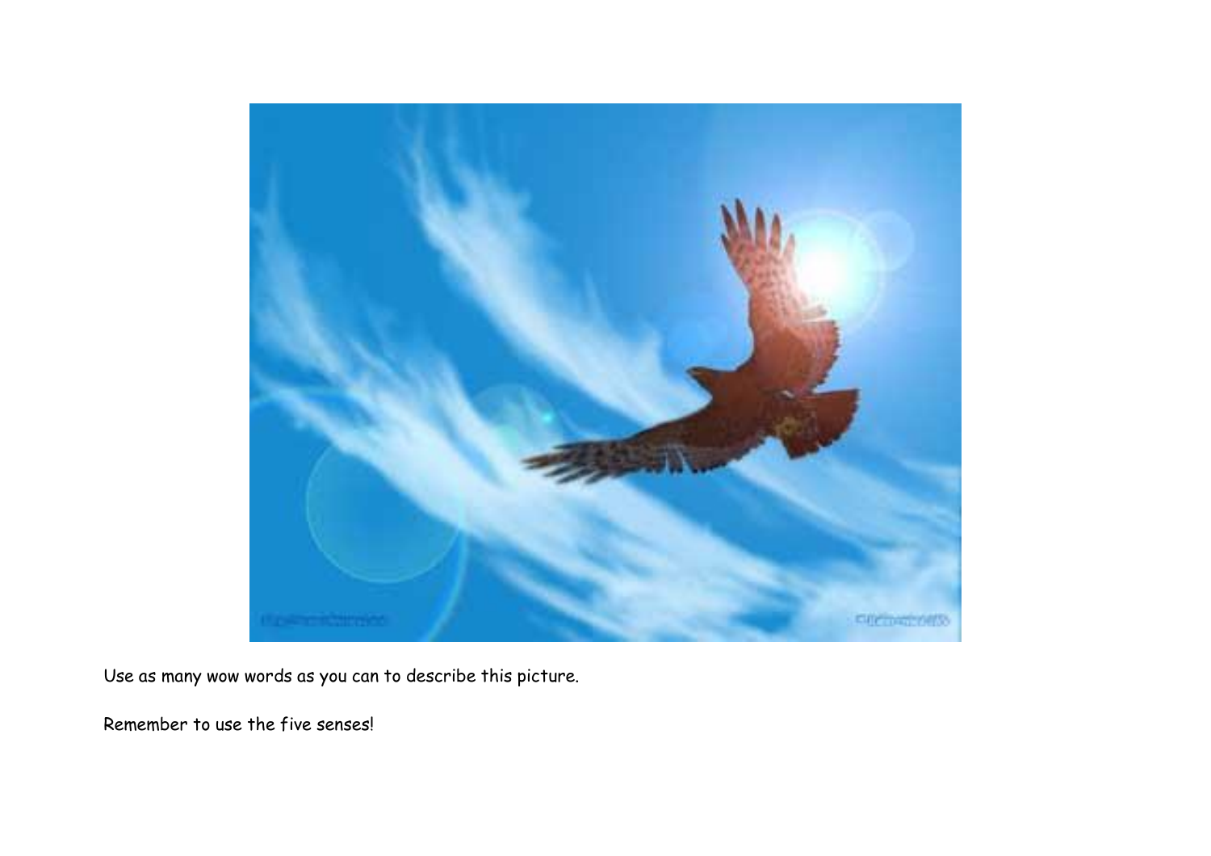Use as many wow words as you can to describe this picture.

Remember to use the five senses!